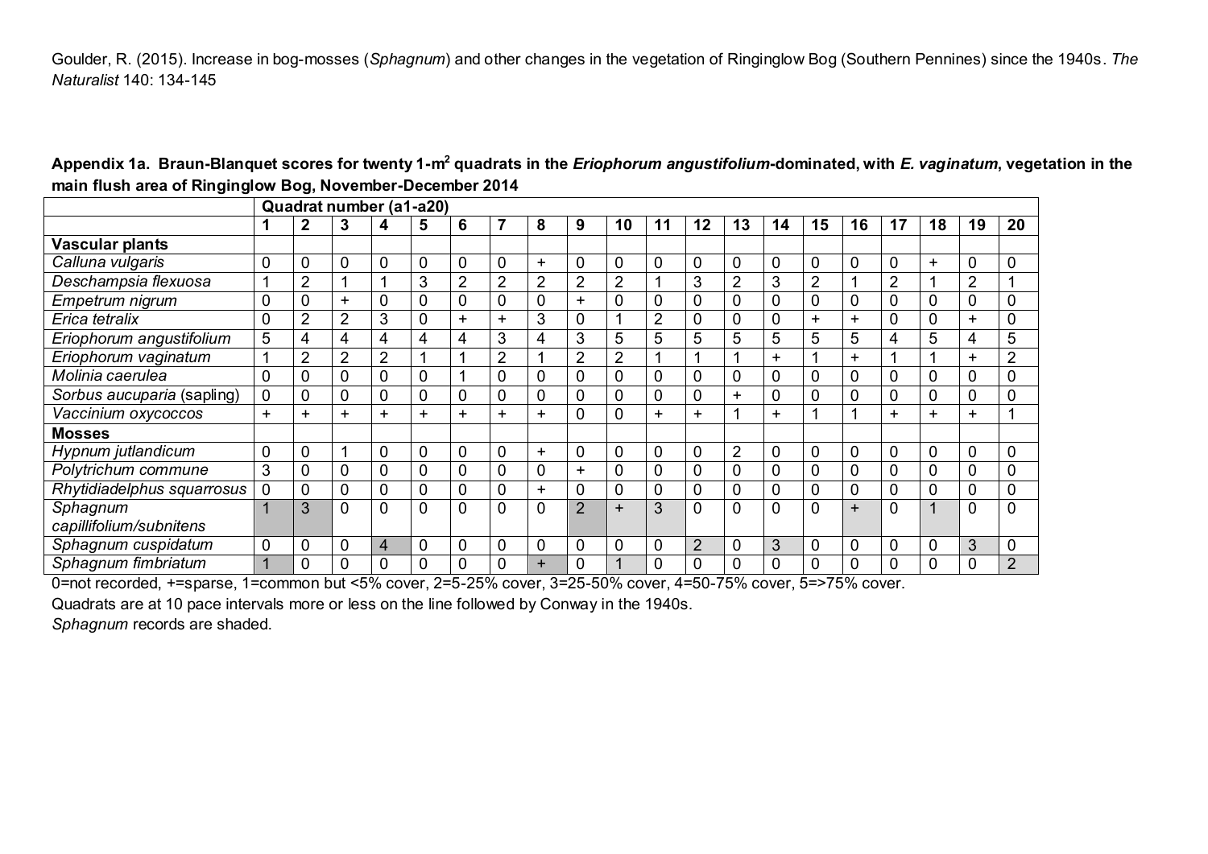Goulder, R. (2015). Increase in bog-mosses (*Sphagnum*) and other changes in the vegetation of Ringinglow Bog (Southern Pennines) since the 1940s. *The Naturalist* 140: 134-145

**Appendix 1a. Braun-Blanquet scores for twenty 1-m$^2$ quadrats in the *Eriophorum angustifolium*-dominated, with *E. vaginatum*, vegetation in the main flush area of Ringinglow Bog, November-December 2014**

| | Quadrat number (a1-a20) | | | | | | | | | | | | | | | | | | | |
|---|---|---|---|---|---|---|---|---|---|---|---|---|---|---|---|---|---|---|---|---|
| | **1** | **2** | **3** | **4** | **5** | **6** | **7** | **8** | **9** | **10** | **11** | **12** | **13** | **14** | **15** | **16** | **17** | **18** | **19** | **20** |
| **Vascular plants** | | | | | | | | | | | | | | | | | | | | |
| *Calluna vulgaris* | 0 | 0 | 0 | 0 | 0 | 0 | 0 | + | 0 | 0 | 0 | 0 | 0 | 0 | 0 | 0 | 0 | + | 0 | 0 |
| *Deschampsia flexuosa* | 1 | 2 | 1 | 1 | 3 | 2 | 2 | 2 | 2 | 2 | 1 | 3 | 2 | 3 | 2 | 1 | 2 | 1 | 2 | 1 |
| *Empetrum nigrum* | 0 | 0 | + | 0 | 0 | 0 | 0 | 0 | + | 0 | 0 | 0 | 0 | 0 | 0 | 0 | 0 | 0 | 0 | 0 |
| *Erica tetralix* | 0 | 2 | 2 | 3 | 0 | + | + | 3 | 0 | 1 | 2 | 0 | 0 | 0 | + | + | 0 | 0 | + | 0 |
| *Eriophorum angustifolium* | 5 | 4 | 4 | 4 | 4 | 4 | 3 | 4 | 3 | 5 | 5 | 5 | 5 | 5 | 5 | 5 | 4 | 5 | 4 | 5 |
| *Eriophorum vaginatum* | 1 | 2 | 2 | 2 | 1 | 1 | 2 | 1 | 2 | 2 | 1 | 1 | 1 | + | 1 | + | 1 | 1 | + | 2 |
| *Molinia caerulea* | 0 | 0 | 0 | 0 | 0 | 1 | 0 | 0 | 0 | 0 | 0 | 0 | 0 | 0 | 0 | 0 | 0 | 0 | 0 | 0 |
| *Sorbus aucuparia* (sapling) | 0 | 0 | 0 | 0 | 0 | 0 | 0 | 0 | 0 | 0 | 0 | 0 | + | 0 | 0 | 0 | 0 | 0 | 0 | 0 |
| *Vaccinium oxycoccos* | + | + | + | + | + | + | + | + | 0 | 0 | + | + | 1 | + | 1 | 1 | + | + | + | 1 |
| **Mosses** | | | | | | | | | | | | | | | | | | | | |
| *Hypnum jutlandicum* | 0 | 0 | 1 | 0 | 0 | 0 | 0 | + | 0 | 0 | 0 | 0 | 2 | 0 | 0 | 0 | 0 | 0 | 0 | 0 |
| *Polytrichum commune* | 3 | 0 | 0 | 0 | 0 | 0 | 0 | 0 | + | 0 | 0 | 0 | 0 | 0 | 0 | 0 | 0 | 0 | 0 | 0 |
| *Rhytidiadelphus squarrosus* | 0 | 0 | 0 | 0 | 0 | 0 | 0 | + | 0 | 0 | 0 | 0 | 0 | 0 | 0 | 0 | 0 | 0 | 0 | 0 |
| *Sphagnum capillifolium/subnitens* | 1 | 3 | 0 | 0 | 0 | 0 | 0 | 0 | 2 | + | 3 | 0 | 0 | 0 | 0 | + | 0 | 1 | 0 | 0 |
| *Sphagnum cuspidatum* | 0 | 0 | 0 | 4 | 0 | 0 | 0 | 0 | 0 | 0 | 0 | 2 | 0 | 3 | 0 | 0 | 0 | 0 | 3 | 0 |
| *Sphagnum fimbriatum* | 1 | 0 | 0 | 0 | 0 | 0 | 0 | + | 0 | 1 | 0 | 0 | 0 | 0 | 0 | 0 | 0 | 0 | 0 | 2 |

0=not recorded, +=sparse, 1=common but <5% cover, 2=5-25% cover, 3=25-50% cover, 4=50-75% cover, 5=>75% cover.

Quadrats are at 10 pace intervals more or less on the line followed by Conway in the 1940s.

*Sphagnum* records are shaded.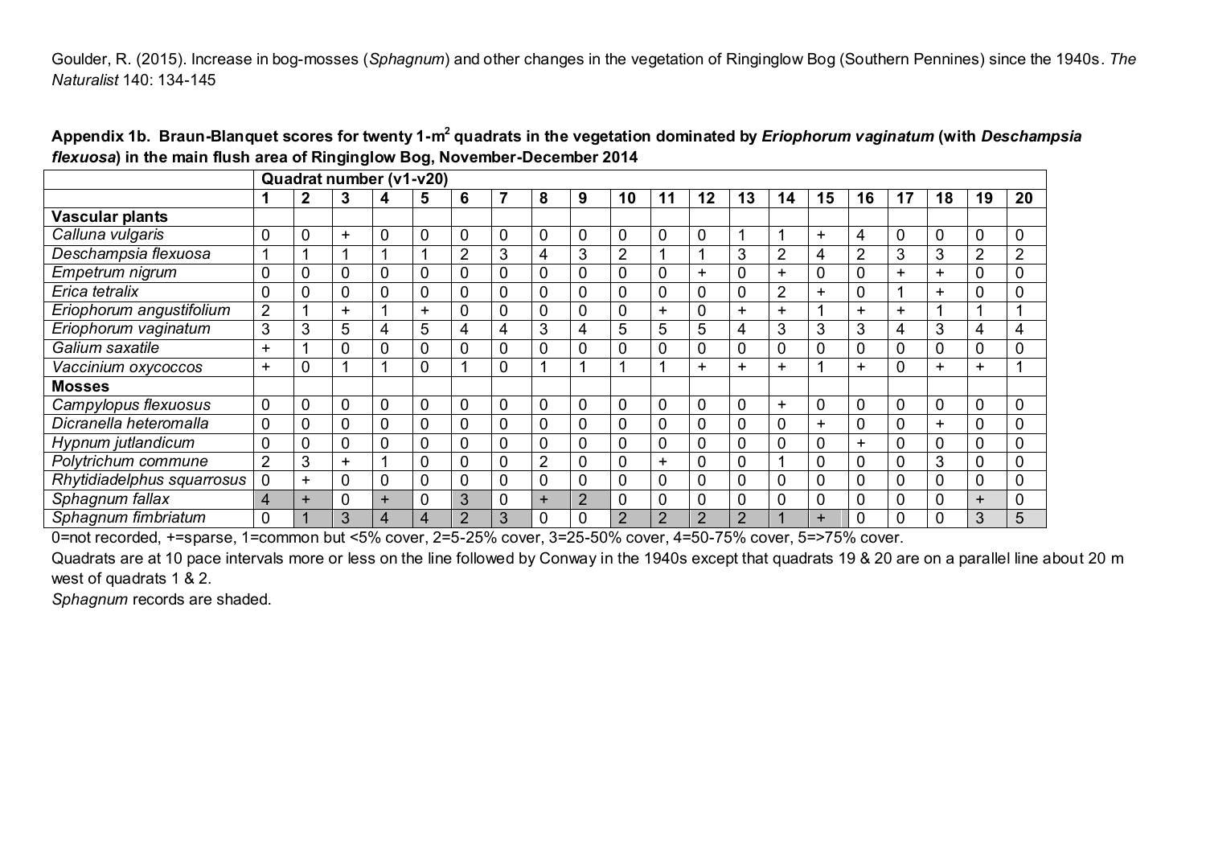Goulder, R. (2015). Increase in bog-mosses (*Sphagnum*) and other changes in the vegetation of Ringinglow Bog (Southern Pennines) since the 1940s. *The Naturalist* 140: 134-145

**Appendix 1b. Braun-Blanquet scores for twenty 1-m$^2$ quadrats in the vegetation dominated by *Eriophorum vaginatum* (with *Deschampsia flexuosa*) in the main flush area of Ringinglow Bog, November-December 2014**

| | Quadrat number (v1-v20) | | | | | | | | | | | | | | | | | | | |
|---|---|---|---|---|---|---|---|---|---|---|---|---|---|---|---|---|---|---|---|---|
| | **1** | **2** | **3** | **4** | **5** | **6** | **7** | **8** | **9** | **10** | **11** | **12** | **13** | **14** | **15** | **16** | **17** | **18** | **19** | **20** |
| **Vascular plants** | | | | | | | | | | | | | | | | | | | | |
| *Calluna vulgaris* | 0 | 0 | + | 0 | 0 | 0 | 0 | 0 | 0 | 0 | 0 | 0 | 1 | 1 | + | 4 | 0 | 0 | 0 | 0 |
| *Deschampsia flexuosa* | 1 | 1 | 1 | 1 | 1 | 2 | 3 | 4 | 3 | 2 | 1 | 1 | 3 | 2 | 4 | 2 | 3 | 3 | 2 | 2 |
| *Empetrum nigrum* | 0 | 0 | 0 | 0 | 0 | 0 | 0 | 0 | 0 | 0 | 0 | + | 0 | + | 0 | 0 | + | + | 0 | 0 |
| *Erica tetralix* | 0 | 0 | 0 | 0 | 0 | 0 | 0 | 0 | 0 | 0 | 0 | 0 | 0 | 2 | + | 0 | 1 | + | 0 | 0 |
| *Eriophorum angustifolium* | 2 | 1 | + | 1 | + | 0 | 0 | 0 | 0 | 0 | + | 0 | + | + | 1 | + | + | 1 | 1 | 1 |
| *Eriophorum vaginatum* | 3 | 3 | 5 | 4 | 5 | 4 | 4 | 3 | 4 | 5 | 5 | 5 | 4 | 3 | 3 | 3 | 4 | 3 | 4 | 4 |
| *Galium saxatile* | + | 1 | 0 | 0 | 0 | 0 | 0 | 0 | 0 | 0 | 0 | 0 | 0 | 0 | 0 | 0 | 0 | 0 | 0 | 0 |
| *Vaccinium oxycoccos* | + | 0 | 1 | 1 | 0 | 1 | 0 | 1 | 1 | 1 | 1 | + | + | + | 1 | + | 0 | + | + | 1 |
| **Mosses** | | | | | | | | | | | | | | | | | | | | |
| *Campylopus flexuosus* | 0 | 0 | 0 | 0 | 0 | 0 | 0 | 0 | 0 | 0 | 0 | 0 | 0 | + | 0 | 0 | 0 | 0 | 0 | 0 |
| *Dicranella heteromalla* | 0 | 0 | 0 | 0 | 0 | 0 | 0 | 0 | 0 | 0 | 0 | 0 | 0 | 0 | + | 0 | 0 | + | 0 | 0 |
| *Hypnum jutlandicum* | 0 | 0 | 0 | 0 | 0 | 0 | 0 | 0 | 0 | 0 | 0 | 0 | 0 | 0 | 0 | + | 0 | 0 | 0 | 0 |
| *Polytrichum commune* | 2 | 3 | + | 1 | 0 | 0 | 0 | 2 | 0 | 0 | + | 0 | 0 | 1 | 0 | 0 | 0 | 3 | 0 | 0 |
| *Rhytidiadelphus squarrosus* | 0 | + | 0 | 0 | 0 | 0 | 0 | 0 | 0 | 0 | 0 | 0 | 0 | 0 | 0 | 0 | 0 | 0 | 0 | 0 |
| *Sphagnum fallax* | 4 | + | 0 | + | 0 | 3 | 0 | + | 2 | 0 | 0 | 0 | 0 | 0 | 0 | 0 | 0 | 0 | + | 0 |
| *Sphagnum fimbriatum* | 0 | 1 | 3 | 4 | 4 | 2 | 3 | 0 | 0 | 2 | 2 | 2 | 2 | 1 | + | 0 | 0 | 0 | 3 | 5 |

0=not recorded, +=sparse, 1=common but <5% cover, 2=5-25% cover, 3=25-50% cover, 4=50-75% cover, 5=>75% cover.

Quadrats are at 10 pace intervals more or less on the line followed by Conway in the 1940s except that quadrats 19 & 20 are on a parallel line about 20 m west of quadrats 1 & 2.

*Sphagnum* records are shaded.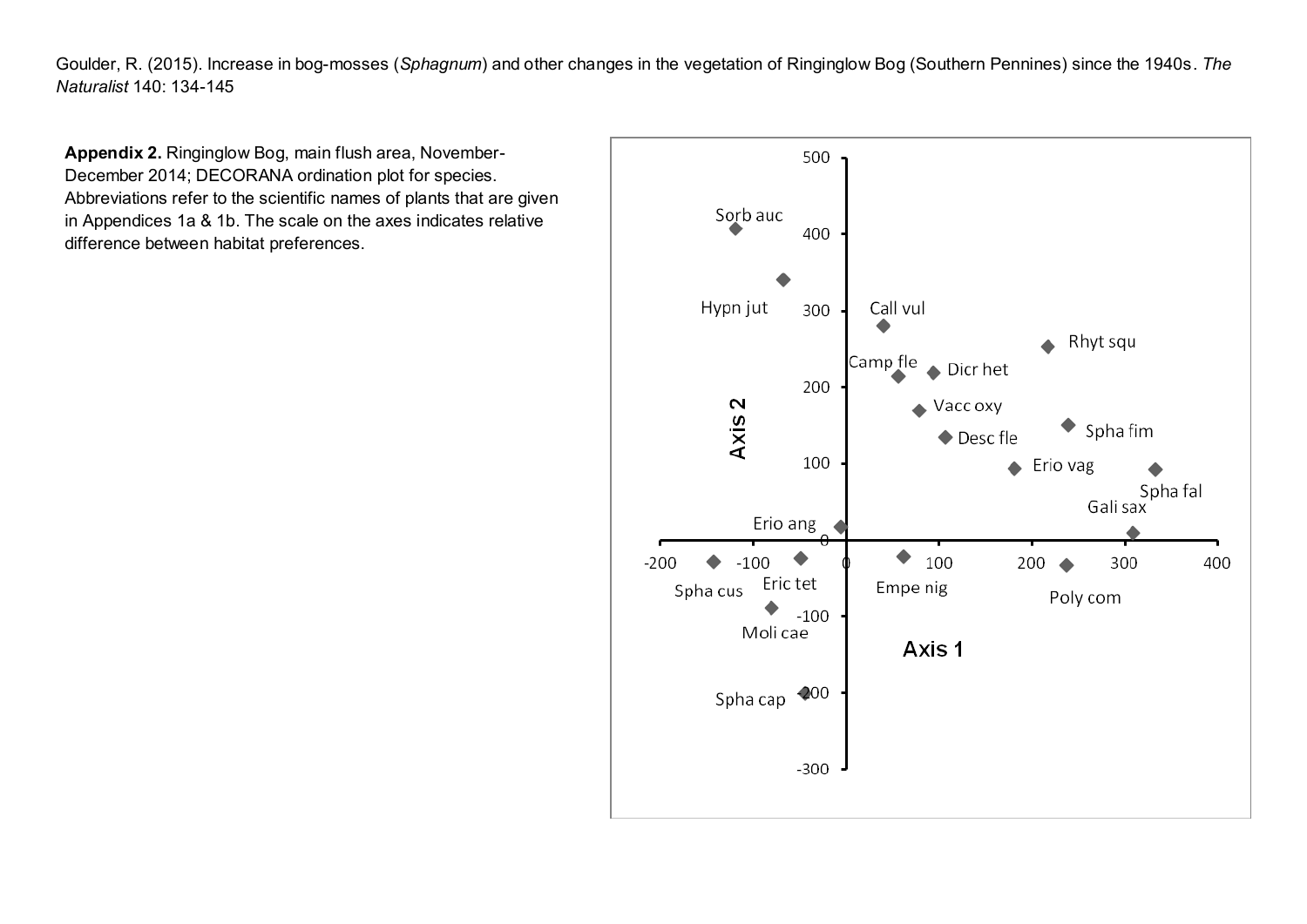Goulder, R. (2015). Increase in bog-mosses (*Sphagnum*) and other changes in the vegetation of Ringinglow Bog (Southern Pennines) since the 1940s. *The Naturalist* 140: 134-145

**Appendix 2.** Ringinglow Bog, main flush area, November-December 2014; DECORANA ordination plot for species. Abbreviations refer to the scientific names of plants that are given in Appendices 1a & 1b. The scale on the axes indicates relative difference between habitat preferences.

Axis 1

Axis 2

-200 -100 0 100 200 300 400

500 400 300 200 100 0 -100 -200 -300

Sorb auc

Hypn jut

Call vul

Rhyt squ

Camp fle

Dicr het

Vacc oxy

Spha fim

Desc fle

Erio vag

Spha fal

Gali sax

Erio ang

Spha cus

Eric tet

Empe nig

Poly com

Moli cae

Spha cap